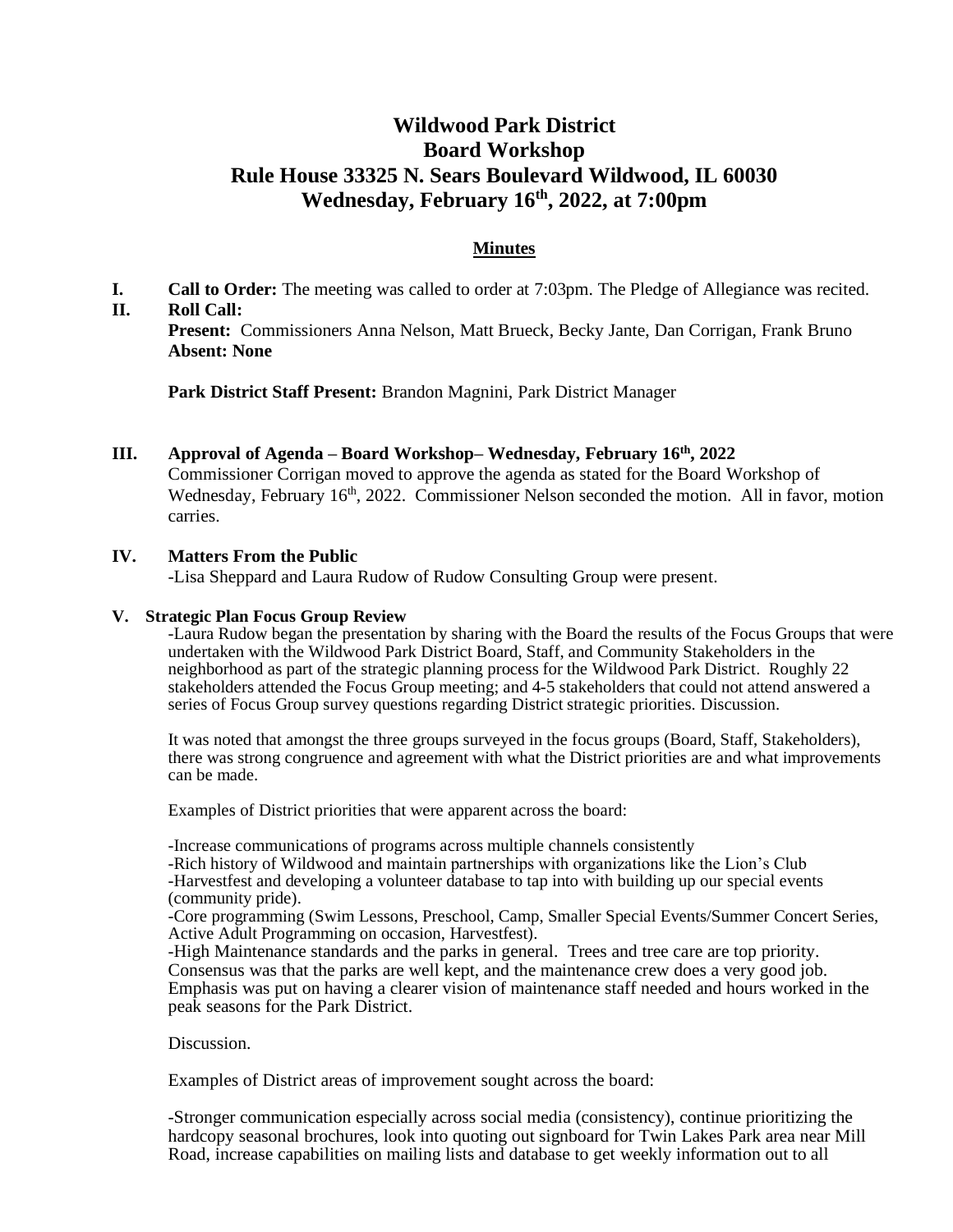# Wildwood Park District
# Board Workshop
# Rule House 33325 N. Sears Boulevard Wildwood, IL 60030
# Wednesday, February 16th, 2022, at 7:00pm

**Minutes**

**I. Call to Order:** The meeting was called to order at 7:03pm. The Pledge of Allegiance was recited.

**II. Roll Call:**

**Present:** Commissioners Anna Nelson, Matt Brueck, Becky Jante, Dan Corrigan, Frank Bruno
**Absent: None**

**Park District Staff Present:** Brandon Magnini, Park District Manager

**III. Approval of Agenda – Board Workshop– Wednesday, February 16th, 2022**

Commissioner Corrigan moved to approve the agenda as stated for the Board Workshop of Wednesday, February 16th, 2022. Commissioner Nelson seconded the motion. All in favor, motion carries.

**IV. Matters From the Public**

-Lisa Sheppard and Laura Rudow of Rudow Consulting Group were present.

**V. Strategic Plan Focus Group Review**

-Laura Rudow began the presentation by sharing with the Board the results of the Focus Groups that were undertaken with the Wildwood Park District Board, Staff, and Community Stakeholders in the neighborhood as part of the strategic planning process for the Wildwood Park District. Roughly 22 stakeholders attended the Focus Group meeting; and 4-5 stakeholders that could not attend answered a series of Focus Group survey questions regarding District strategic priorities. Discussion.

It was noted that amongst the three groups surveyed in the focus groups (Board, Staff, Stakeholders), there was strong congruence and agreement with what the District priorities are and what improvements can be made.

Examples of District priorities that were apparent across the board:

-Increase communications of programs across multiple channels consistently
-Rich history of Wildwood and maintain partnerships with organizations like the Lion's Club
-Harvestfest and developing a volunteer database to tap into with building up our special events (community pride).
-Core programming (Swim Lessons, Preschool, Camp, Smaller Special Events/Summer Concert Series, Active Adult Programming on occasion, Harvestfest).
-High Maintenance standards and the parks in general. Trees and tree care are top priority. Consensus was that the parks are well kept, and the maintenance crew does a very good job. Emphasis was put on having a clearer vision of maintenance staff needed and hours worked in the peak seasons for the Park District.

Discussion.

Examples of District areas of improvement sought across the board:

-Stronger communication especially across social media (consistency), continue prioritizing the hardcopy seasonal brochures, look into quoting out signboard for Twin Lakes Park area near Mill Road, increase capabilities on mailing lists and database to get weekly information out to all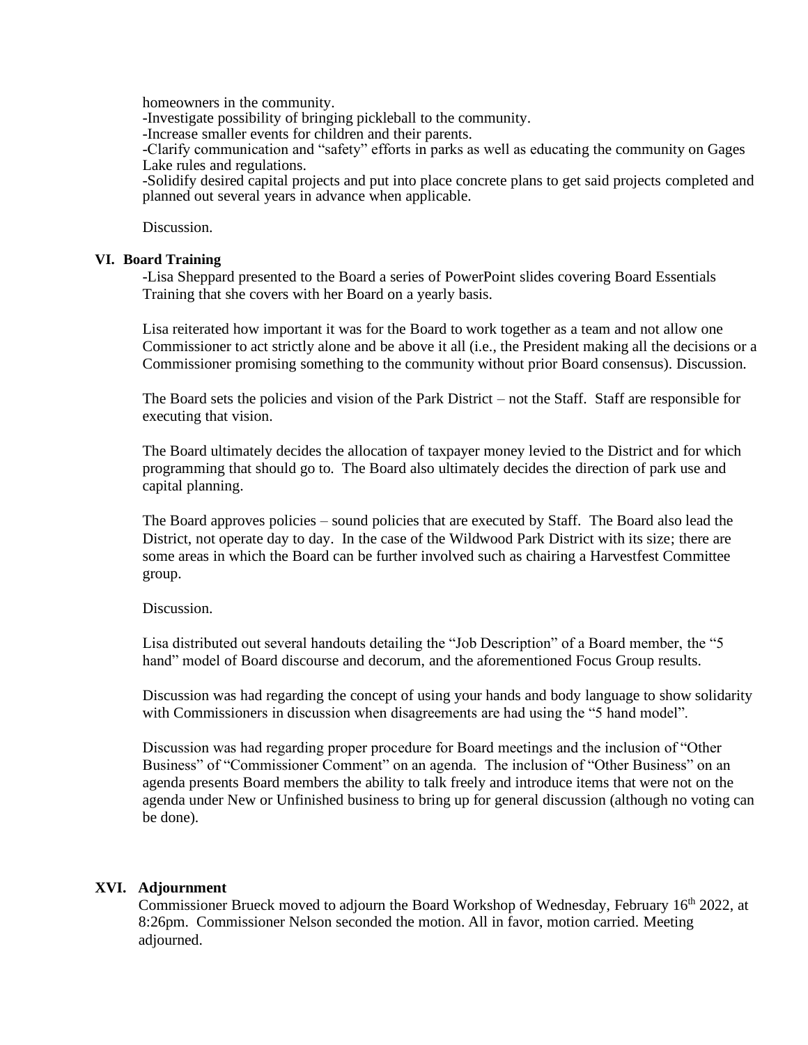homeowners in the community.
-Investigate possibility of bringing pickleball to the community.
-Increase smaller events for children and their parents.
-Clarify communication and "safety" efforts in parks as well as educating the community on Gages Lake rules and regulations.
-Solidify desired capital projects and put into place concrete plans to get said projects completed and planned out several years in advance when applicable.

Discussion.

## VI. Board Training

-Lisa Sheppard presented to the Board a series of PowerPoint slides covering Board Essentials Training that she covers with her Board on a yearly basis.

Lisa reiterated how important it was for the Board to work together as a team and not allow one Commissioner to act strictly alone and be above it all (i.e., the President making all the decisions or a Commissioner promising something to the community without prior Board consensus). Discussion.

The Board sets the policies and vision of the Park District – not the Staff. Staff are responsible for executing that vision.

The Board ultimately decides the allocation of taxpayer money levied to the District and for which programming that should go to. The Board also ultimately decides the direction of park use and capital planning.

The Board approves policies – sound policies that are executed by Staff. The Board also lead the District, not operate day to day. In the case of the Wildwood Park District with its size; there are some areas in which the Board can be further involved such as chairing a Harvestfest Committee group.

Discussion.

Lisa distributed out several handouts detailing the "Job Description" of a Board member, the "5 hand" model of Board discourse and decorum, and the aforementioned Focus Group results.

Discussion was had regarding the concept of using your hands and body language to show solidarity with Commissioners in discussion when disagreements are had using the "5 hand model".

Discussion was had regarding proper procedure for Board meetings and the inclusion of "Other Business" of "Commissioner Comment" on an agenda. The inclusion of "Other Business" on an agenda presents Board members the ability to talk freely and introduce items that were not on the agenda under New or Unfinished business to bring up for general discussion (although no voting can be done).

## XVI. Adjournment

Commissioner Brueck moved to adjourn the Board Workshop of Wednesday, February 16th 2022, at 8:26pm. Commissioner Nelson seconded the motion. All in favor, motion carried. Meeting adjourned.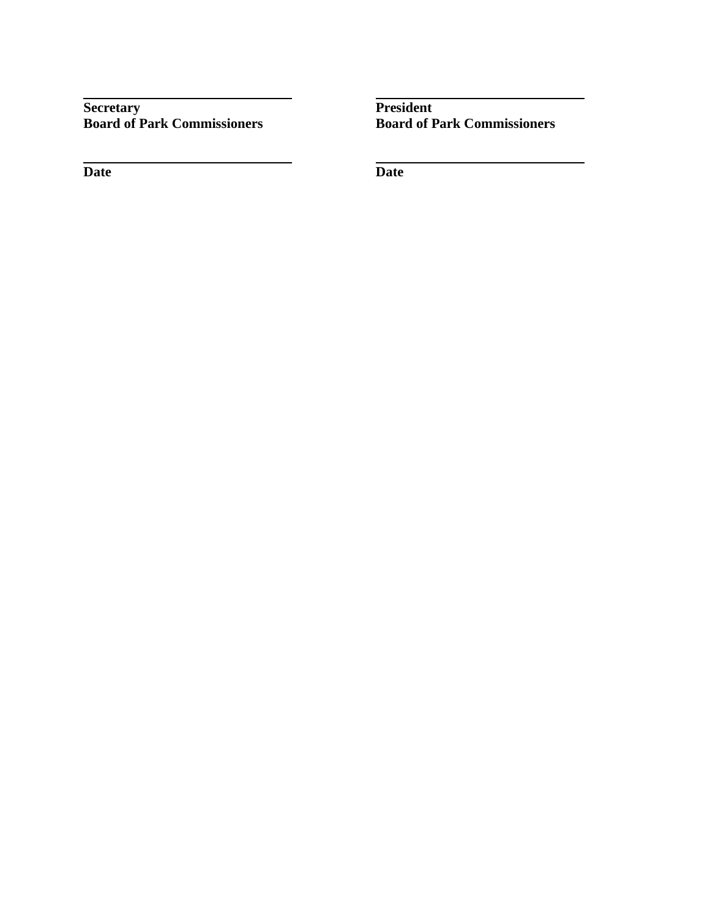| | |
|---|---|
| ______________________________ | ______________________________ |
| **Secretary** | **President** |
| **Board of Park Commissioners** | **Board of Park Commissioners** |
| ______________________________ | ______________________________ |
| **Date** | **Date** |